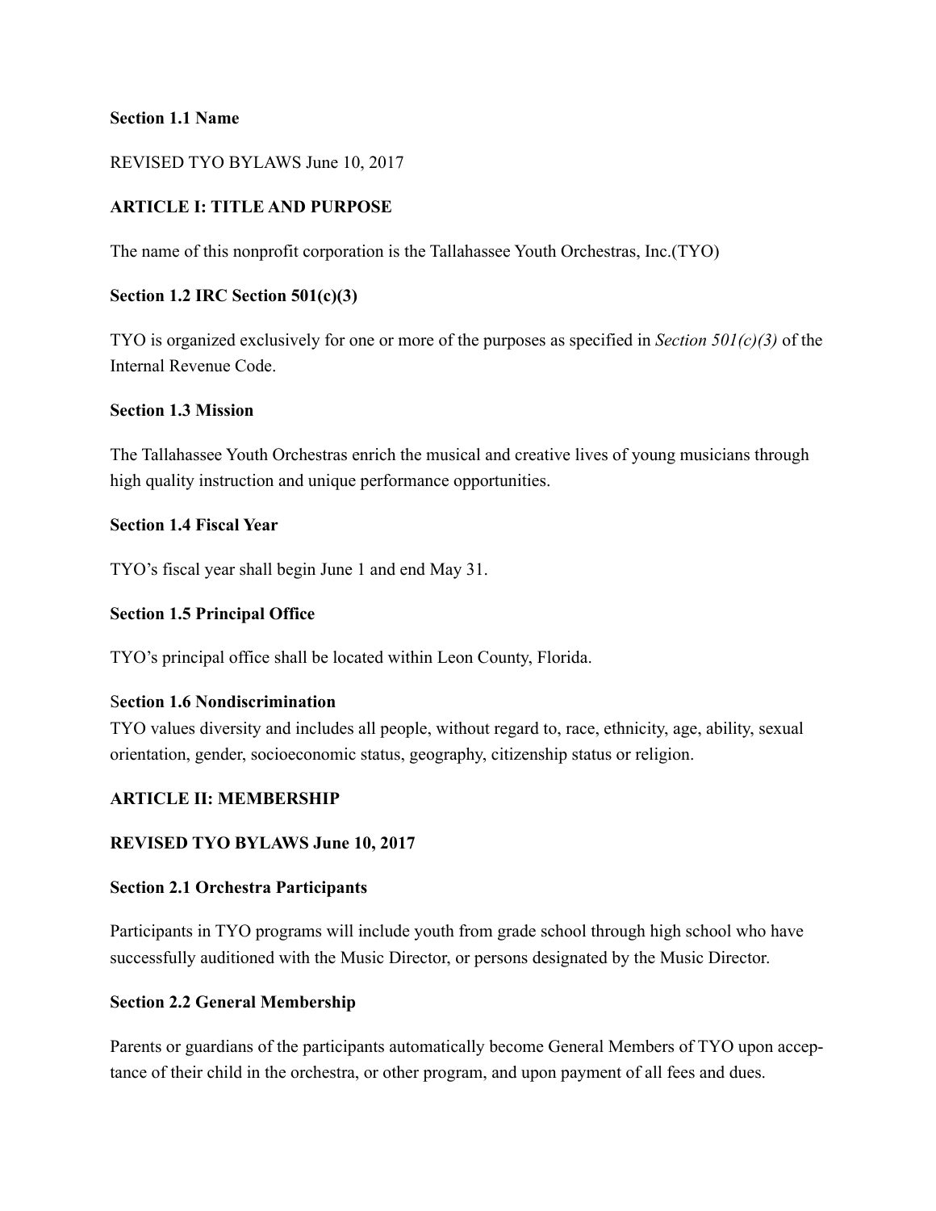**Section 1.1 Name**

REVISED TYO BYLAWS June 10, 2017

**ARTICLE I: TITLE AND PURPOSE**

The name of this nonprofit corporation is the Tallahassee Youth Orchestras, Inc.(TYO)

**Section 1.2 IRC Section 501(c)(3)**

TYO is organized exclusively for one or more of the purposes as specified in *Section 501(c)(3)* of the Internal Revenue Code.

**Section 1.3 Mission**

The Tallahassee Youth Orchestras enrich the musical and creative lives of young musicians through high quality instruction and unique performance opportunities.

**Section 1.4 Fiscal Year**

TYO's fiscal year shall begin June 1 and end May 31.

**Section 1.5 Principal Office**

TYO's principal office shall be located within Leon County, Florida.

S**ection 1.6 Nondiscrimination**

TYO values diversity and includes all people, without regard to, race, ethnicity, age, ability, sexual orientation, gender, socioeconomic status, geography, citizenship status or religion.

**ARTICLE II: MEMBERSHIP**

**REVISED TYO BYLAWS June 10, 2017**

**Section 2.1 Orchestra Participants**

Participants in TYO programs will include youth from grade school through high school who have successfully auditioned with the Music Director, or persons designated by the Music Director.

**Section 2.2 General Membership**

Parents or guardians of the participants automatically become General Members of TYO upon acceptance of their child in the orchestra, or other program, and upon payment of all fees and dues.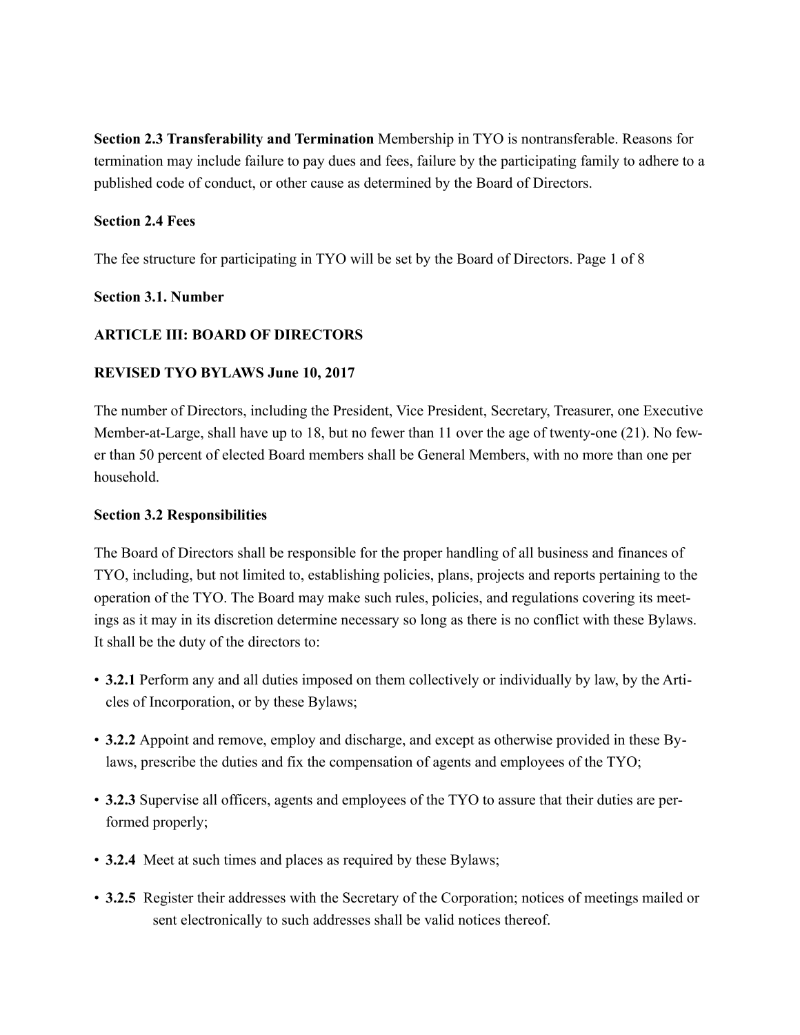**Section 2.3 Transferability and Termination** Membership in TYO is nontransferable. Reasons for termination may include failure to pay dues and fees, failure by the participating family to adhere to a published code of conduct, or other cause as determined by the Board of Directors.

**Section 2.4 Fees**

The fee structure for participating in TYO will be set by the Board of Directors.

**Section 3.1. Number**

**ARTICLE III: BOARD OF DIRECTORS**

**REVISED TYO BYLAWS June 10, 2017**

The number of Directors, including the President, Vice President, Secretary, Treasurer, one Executive Member-at-Large, shall have up to 18, but no fewer than 11 over the age of twenty-one (21). No fewer than 50 percent of elected Board members shall be General Members, with no more than one per household.

**Section 3.2 Responsibilities**

The Board of Directors shall be responsible for the proper handling of all business and finances of TYO, including, but not limited to, establishing policies, plans, projects and reports pertaining to the operation of the TYO. The Board may make such rules, policies, and regulations covering its meetings as it may in its discretion determine necessary so long as there is no conflict with these Bylaws. It shall be the duty of the directors to:

- **3.2.1** Perform any and all duties imposed on them collectively or individually by law, by the Articles of Incorporation, or by these Bylaws;
- **3.2.2** Appoint and remove, employ and discharge, and except as otherwise provided in these Bylaws, prescribe the duties and fix the compensation of agents and employees of the TYO;
- **3.2.3** Supervise all officers, agents and employees of the TYO to assure that their duties are performed properly;
- **3.2.4** Meet at such times and places as required by these Bylaws;
- **3.2.5** Register their addresses with the Secretary of the Corporation; notices of meetings mailed or sent electronically to such addresses shall be valid notices thereof.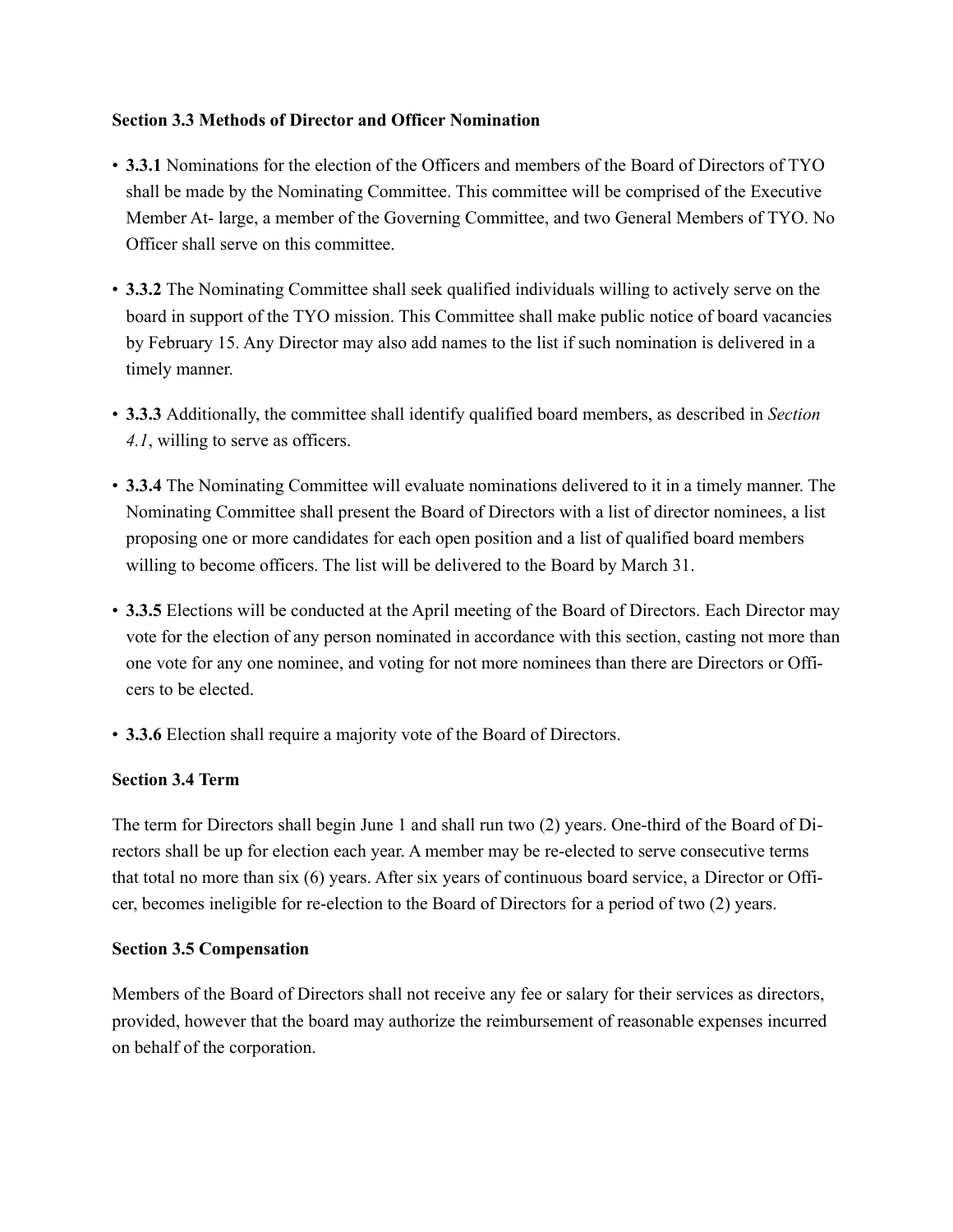**Section 3.3 Methods of Director and Officer Nomination**

- **3.3.1** Nominations for the election of the Officers and members of the Board of Directors of TYO shall be made by the Nominating Committee. This committee will be comprised of the Executive Member At- large, a member of the Governing Committee, and two General Members of TYO. No Officer shall serve on this committee.
- **3.3.2** The Nominating Committee shall seek qualified individuals willing to actively serve on the board in support of the TYO mission. This Committee shall make public notice of board vacancies by February 15. Any Director may also add names to the list if such nomination is delivered in a timely manner.
- **3.3.3** Additionally, the committee shall identify qualified board members, as described in *Section 4.1*, willing to serve as officers.
- **3.3.4** The Nominating Committee will evaluate nominations delivered to it in a timely manner. The Nominating Committee shall present the Board of Directors with a list of director nominees, a list proposing one or more candidates for each open position and a list of qualified board members willing to become officers. The list will be delivered to the Board by March 31.
- **3.3.5** Elections will be conducted at the April meeting of the Board of Directors. Each Director may vote for the election of any person nominated in accordance with this section, casting not more than one vote for any one nominee, and voting for not more nominees than there are Directors or Officers to be elected.
- **3.3.6** Election shall require a majority vote of the Board of Directors.

**Section 3.4 Term**

The term for Directors shall begin June 1 and shall run two (2) years. One-third of the Board of Directors shall be up for election each year. A member may be re-elected to serve consecutive terms that total no more than six (6) years. After six years of continuous board service, a Director or Officer, becomes ineligible for re-election to the Board of Directors for a period of two (2) years.

**Section 3.5 Compensation**

Members of the Board of Directors shall not receive any fee or salary for their services as directors, provided, however that the board may authorize the reimbursement of reasonable expenses incurred on behalf of the corporation.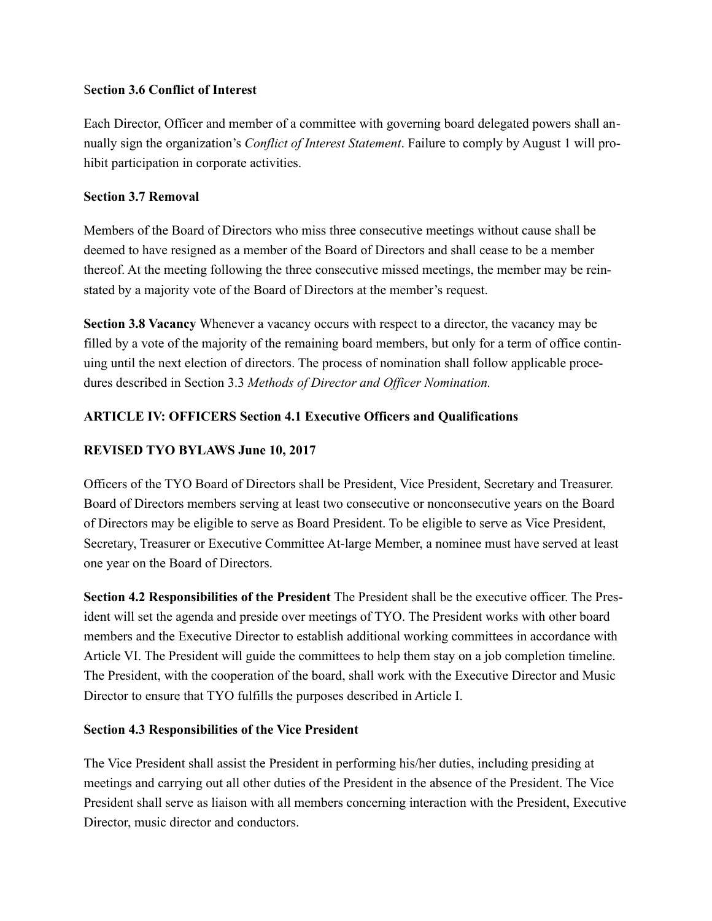**Section 3.6 Conflict of Interest**

Each Director, Officer and member of a committee with governing board delegated powers shall annually sign the organization's *Conflict of Interest Statement*. Failure to comply by August 1 will prohibit participation in corporate activities.

**Section 3.7 Removal**

Members of the Board of Directors who miss three consecutive meetings without cause shall be deemed to have resigned as a member of the Board of Directors and shall cease to be a member thereof. At the meeting following the three consecutive missed meetings, the member may be reinstated by a majority vote of the Board of Directors at the member's request.

**Section 3.8 Vacancy** Whenever a vacancy occurs with respect to a director, the vacancy may be filled by a vote of the majority of the remaining board members, but only for a term of office continuing until the next election of directors. The process of nomination shall follow applicable procedures described in Section 3.3 *Methods of Director and Officer Nomination.*

**ARTICLE IV: OFFICERS Section 4.1 Executive Officers and Qualifications**

**REVISED TYO BYLAWS June 10, 2017**

Officers of the TYO Board of Directors shall be President, Vice President, Secretary and Treasurer. Board of Directors members serving at least two consecutive or nonconsecutive years on the Board of Directors may be eligible to serve as Board President. To be eligible to serve as Vice President, Secretary, Treasurer or Executive Committee At-large Member, a nominee must have served at least one year on the Board of Directors.

**Section 4.2 Responsibilities of the President** The President shall be the executive officer. The President will set the agenda and preside over meetings of TYO. The President works with other board members and the Executive Director to establish additional working committees in accordance with Article VI. The President will guide the committees to help them stay on a job completion timeline. The President, with the cooperation of the board, shall work with the Executive Director and Music Director to ensure that TYO fulfills the purposes described in Article I.

**Section 4.3 Responsibilities of the Vice President**

The Vice President shall assist the President in performing his/her duties, including presiding at meetings and carrying out all other duties of the President in the absence of the President. The Vice President shall serve as liaison with all members concerning interaction with the President, Executive Director, music director and conductors.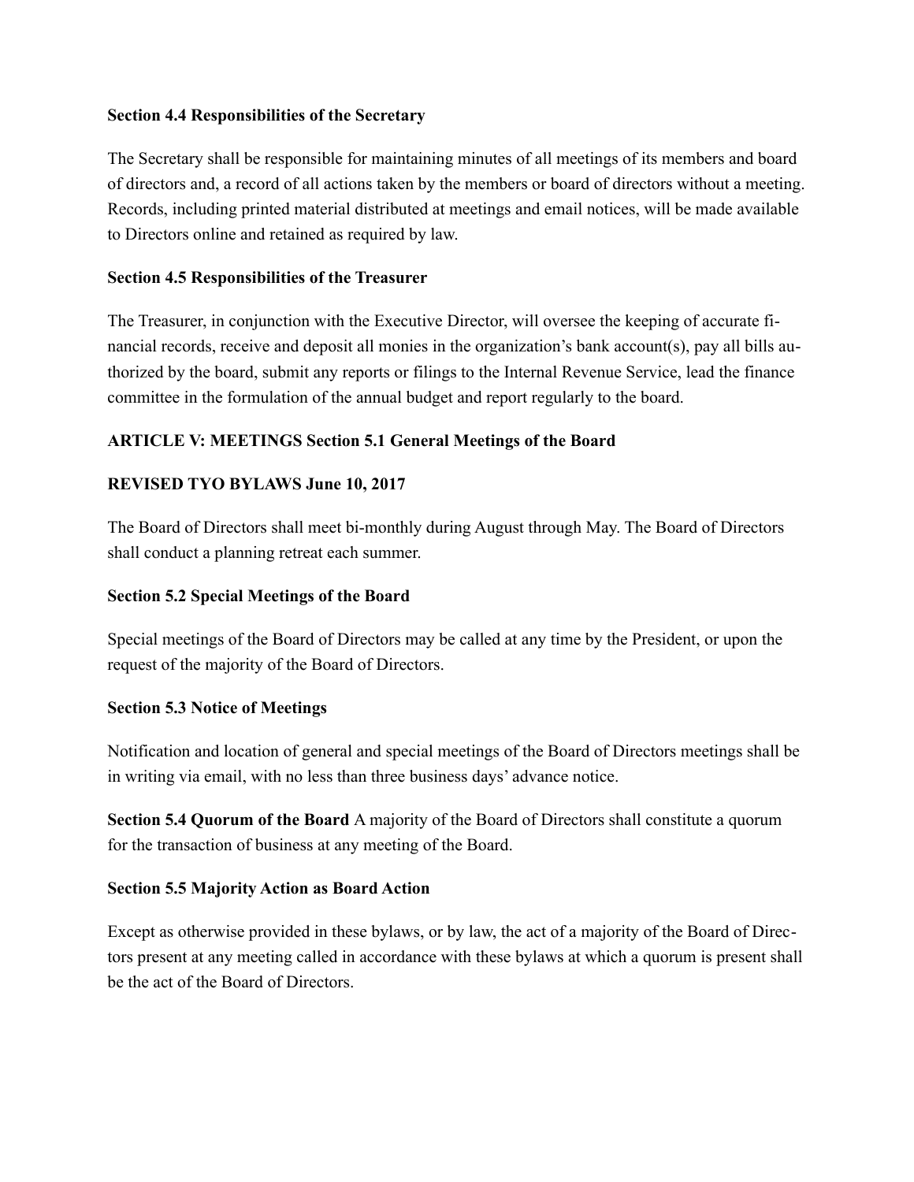**Section 4.4 Responsibilities of the Secretary**

The Secretary shall be responsible for maintaining minutes of all meetings of its members and board of directors and, a record of all actions taken by the members or board of directors without a meeting. Records, including printed material distributed at meetings and email notices, will be made available to Directors online and retained as required by law.

**Section 4.5 Responsibilities of the Treasurer**

The Treasurer, in conjunction with the Executive Director, will oversee the keeping of accurate financial records, receive and deposit all monies in the organization's bank account(s), pay all bills authorized by the board, submit any reports or filings to the Internal Revenue Service, lead the finance committee in the formulation of the annual budget and report regularly to the board.

**ARTICLE V: MEETINGS Section 5.1 General Meetings of the Board**

**REVISED TYO BYLAWS June 10, 2017**

The Board of Directors shall meet bi-monthly during August through May. The Board of Directors shall conduct a planning retreat each summer.

**Section 5.2 Special Meetings of the Board**

Special meetings of the Board of Directors may be called at any time by the President, or upon the request of the majority of the Board of Directors.

**Section 5.3 Notice of Meetings**

Notification and location of general and special meetings of the Board of Directors meetings shall be in writing via email, with no less than three business days' advance notice.

**Section 5.4 Quorum of the Board** A majority of the Board of Directors shall constitute a quorum for the transaction of business at any meeting of the Board.

**Section 5.5 Majority Action as Board Action**

Except as otherwise provided in these bylaws, or by law, the act of a majority of the Board of Directors present at any meeting called in accordance with these bylaws at which a quorum is present shall be the act of the Board of Directors.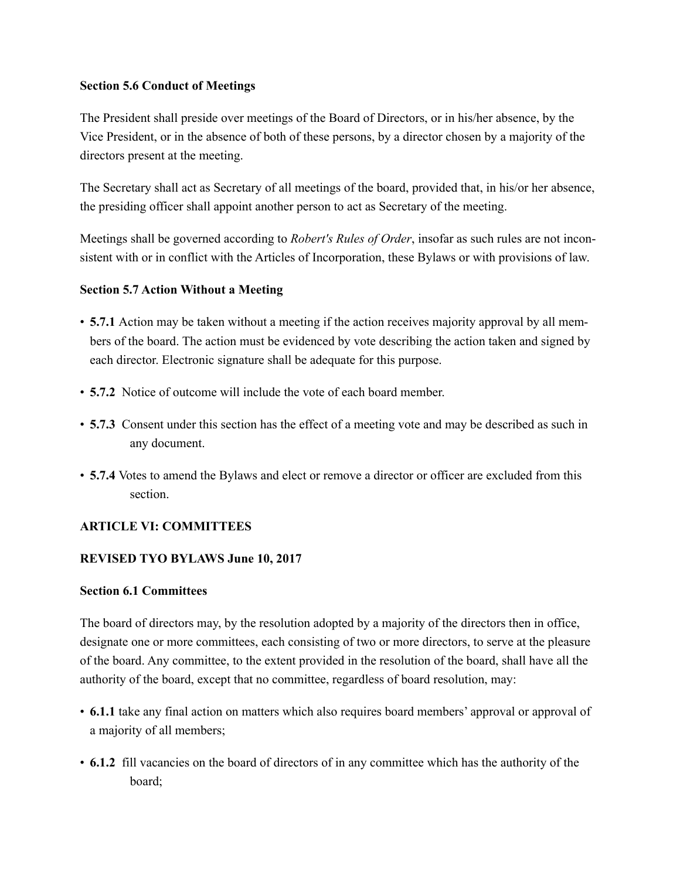**Section 5.6 Conduct of Meetings**

The President shall preside over meetings of the Board of Directors, or in his/her absence, by the Vice President, or in the absence of both of these persons, by a director chosen by a majority of the directors present at the meeting.

The Secretary shall act as Secretary of all meetings of the board, provided that, in his/or her absence, the presiding officer shall appoint another person to act as Secretary of the meeting.

Meetings shall be governed according to *Robert's Rules of Order*, insofar as such rules are not inconsistent with or in conflict with the Articles of Incorporation, these Bylaws or with provisions of law.

**Section 5.7 Action Without a Meeting**

- **5.7.1** Action may be taken without a meeting if the action receives majority approval by all members of the board. The action must be evidenced by vote describing the action taken and signed by each director. Electronic signature shall be adequate for this purpose.
- **5.7.2** Notice of outcome will include the vote of each board member.
- **5.7.3** Consent under this section has the effect of a meeting vote and may be described as such in any document.
- **5.7.4** Votes to amend the Bylaws and elect or remove a director or officer are excluded from this section.

**ARTICLE VI: COMMITTEES**

**REVISED TYO BYLAWS June 10, 2017**

**Section 6.1 Committees**

The board of directors may, by the resolution adopted by a majority of the directors then in office, designate one or more committees, each consisting of two or more directors, to serve at the pleasure of the board. Any committee, to the extent provided in the resolution of the board, shall have all the authority of the board, except that no committee, regardless of board resolution, may:

- **6.1.1** take any final action on matters which also requires board members' approval or approval of a majority of all members;
- **6.1.2** fill vacancies on the board of directors of in any committee which has the authority of the board;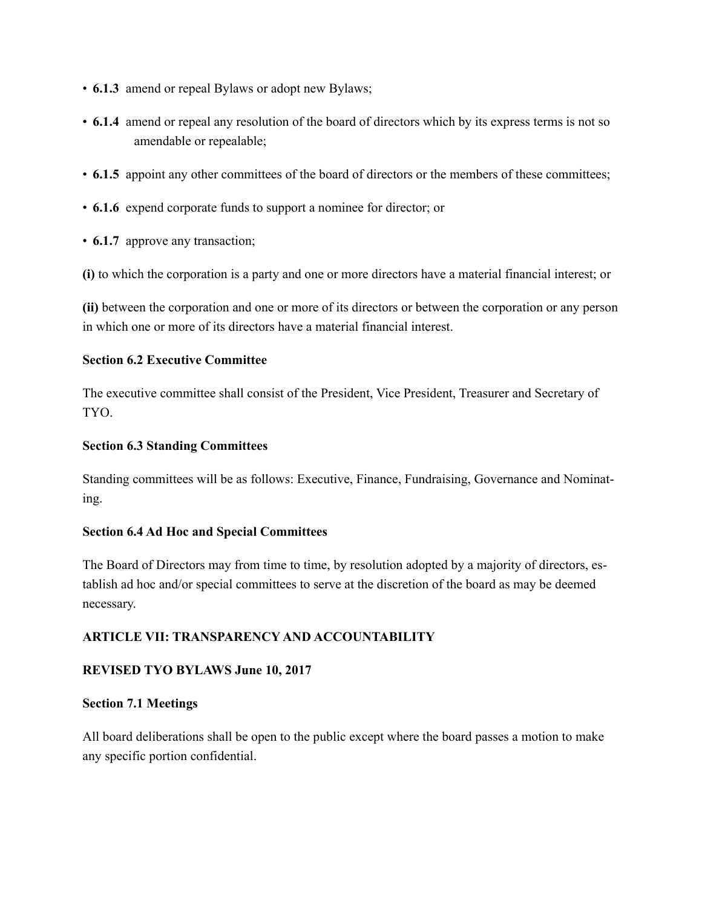- **6.1.3** amend or repeal Bylaws or adopt new Bylaws;
- **6.1.4** amend or repeal any resolution of the board of directors which by its express terms is not so amendable or repealable;
- **6.1.5** appoint any other committees of the board of directors or the members of these committees;
- **6.1.6** expend corporate funds to support a nominee for director; or
- **6.1.7** approve any transaction;

**(i)** to which the corporation is a party and one or more directors have a material financial interest; or

**(ii)** between the corporation and one or more of its directors or between the corporation or any person in which one or more of its directors have a material financial interest.

**Section 6.2 Executive Committee**

The executive committee shall consist of the President, Vice President, Treasurer and Secretary of TYO.

**Section 6.3 Standing Committees**

Standing committees will be as follows: Executive, Finance, Fundraising, Governance and Nominating.

**Section 6.4 Ad Hoc and Special Committees**

The Board of Directors may from time to time, by resolution adopted by a majority of directors, establish ad hoc and/or special committees to serve at the discretion of the board as may be deemed necessary.

**ARTICLE VII: TRANSPARENCY AND ACCOUNTABILITY**

**REVISED TYO BYLAWS June 10, 2017**

**Section 7.1 Meetings**

All board deliberations shall be open to the public except where the board passes a motion to make any specific portion confidential.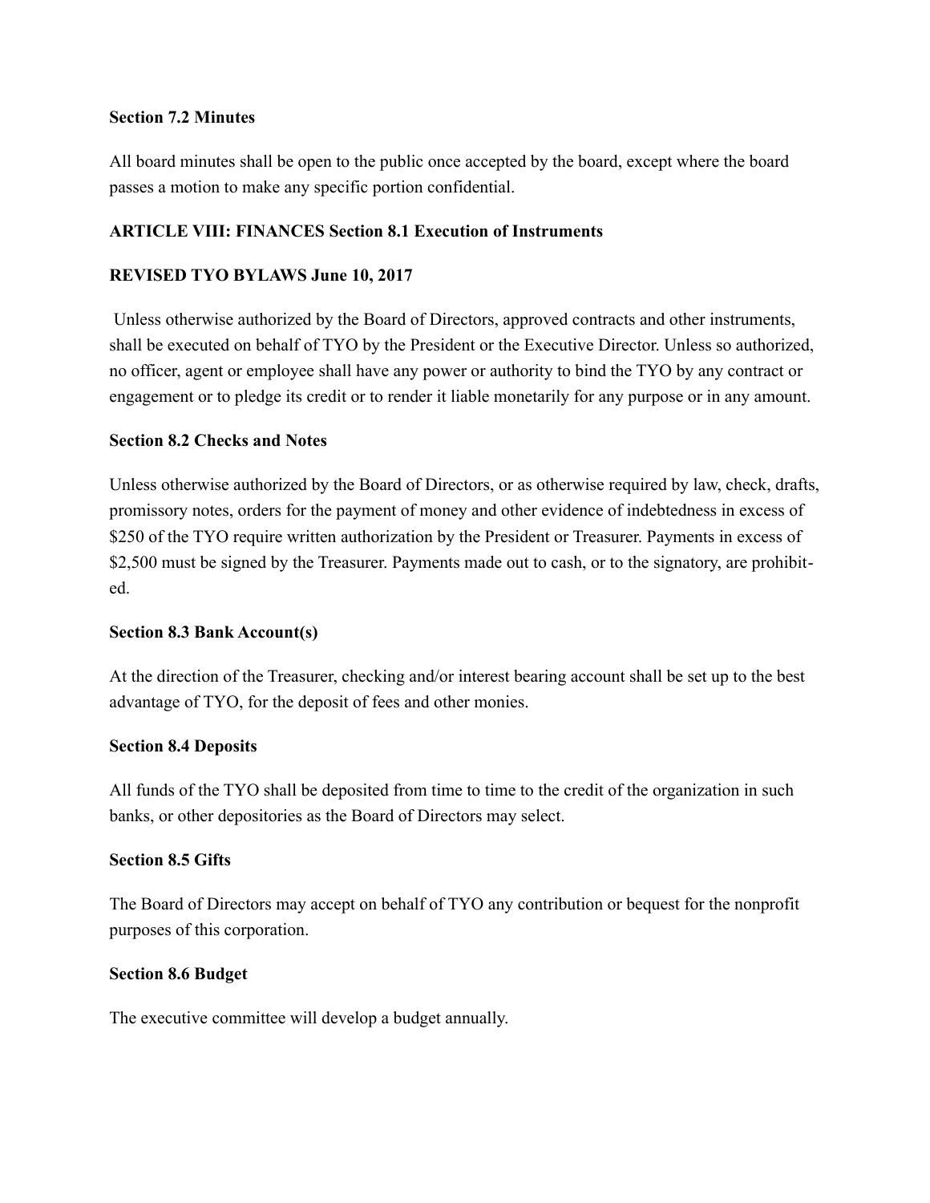**Section 7.2 Minutes**

All board minutes shall be open to the public once accepted by the board, except where the board passes a motion to make any specific portion confidential.

**ARTICLE VIII: FINANCES Section 8.1 Execution of Instruments**

Unless otherwise authorized by the Board of Directors, approved contracts and other instruments, shall be executed on behalf of TYO by the President or the Executive Director. Unless so authorized, no officer, agent or employee shall have any power or authority to bind the TYO by any contract or engagement or to pledge its credit or to render it liable monetarily for any purpose or in any amount.

**Section 8.2 Checks and Notes**

Unless otherwise authorized by the Board of Directors, or as otherwise required by law, check, drafts, promissory notes, orders for the payment of money and other evidence of indebtedness in excess of $250 of the TYO require written authorization by the President or Treasurer. Payments in excess of $2,500 must be signed by the Treasurer. Payments made out to cash, or to the signatory, are prohibited.

**Section 8.3 Bank Account(s)**

At the direction of the Treasurer, checking and/or interest bearing account shall be set up to the best advantage of TYO, for the deposit of fees and other monies.

**Section 8.4 Deposits**

All funds of the TYO shall be deposited from time to time to the credit of the organization in such banks, or other depositories as the Board of Directors may select.

**Section 8.5 Gifts**

The Board of Directors may accept on behalf of TYO any contribution or bequest for the nonprofit purposes of this corporation.

**Section 8.6 Budget**

The executive committee will develop a budget annually.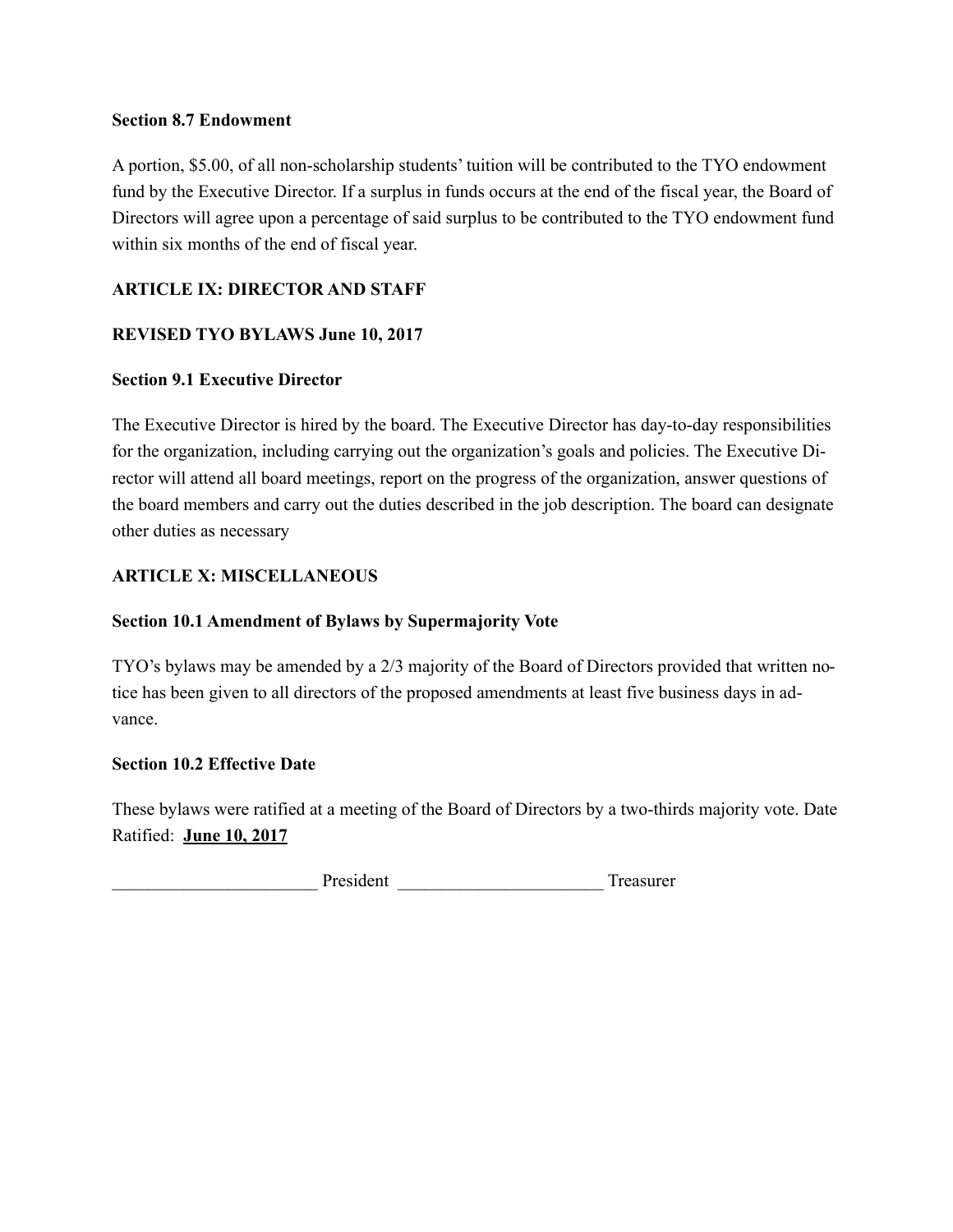**Section 8.7 Endowment**

A portion, $5.00, of all non-scholarship students' tuition will be contributed to the TYO endowment fund by the Executive Director. If a surplus in funds occurs at the end of the fiscal year, the Board of Directors will agree upon a percentage of said surplus to be contributed to the TYO endowment fund within six months of the end of fiscal year.

## ARTICLE IX: DIRECTOR AND STAFF

**REVISED TYO BYLAWS June 10, 2017**

**Section 9.1 Executive Director**

The Executive Director is hired by the board. The Executive Director has day-to-day responsibilities for the organization, including carrying out the organization's goals and policies. The Executive Director will attend all board meetings, report on the progress of the organization, answer questions of the board members and carry out the duties described in the job description. The board can designate other duties as necessary

## ARTICLE X: MISCELLANEOUS

**Section 10.1 Amendment of Bylaws by Supermajority Vote**

TYO's bylaws may be amended by a 2/3 majority of the Board of Directors provided that written notice has been given to all directors of the proposed amendments at least five business days in advance.

**Section 10.2 Effective Date**

These bylaws were ratified at a meeting of the Board of Directors by a two-thirds majority vote. Date Ratified: **June 10, 2017**

_______________________ President _______________________ Treasurer